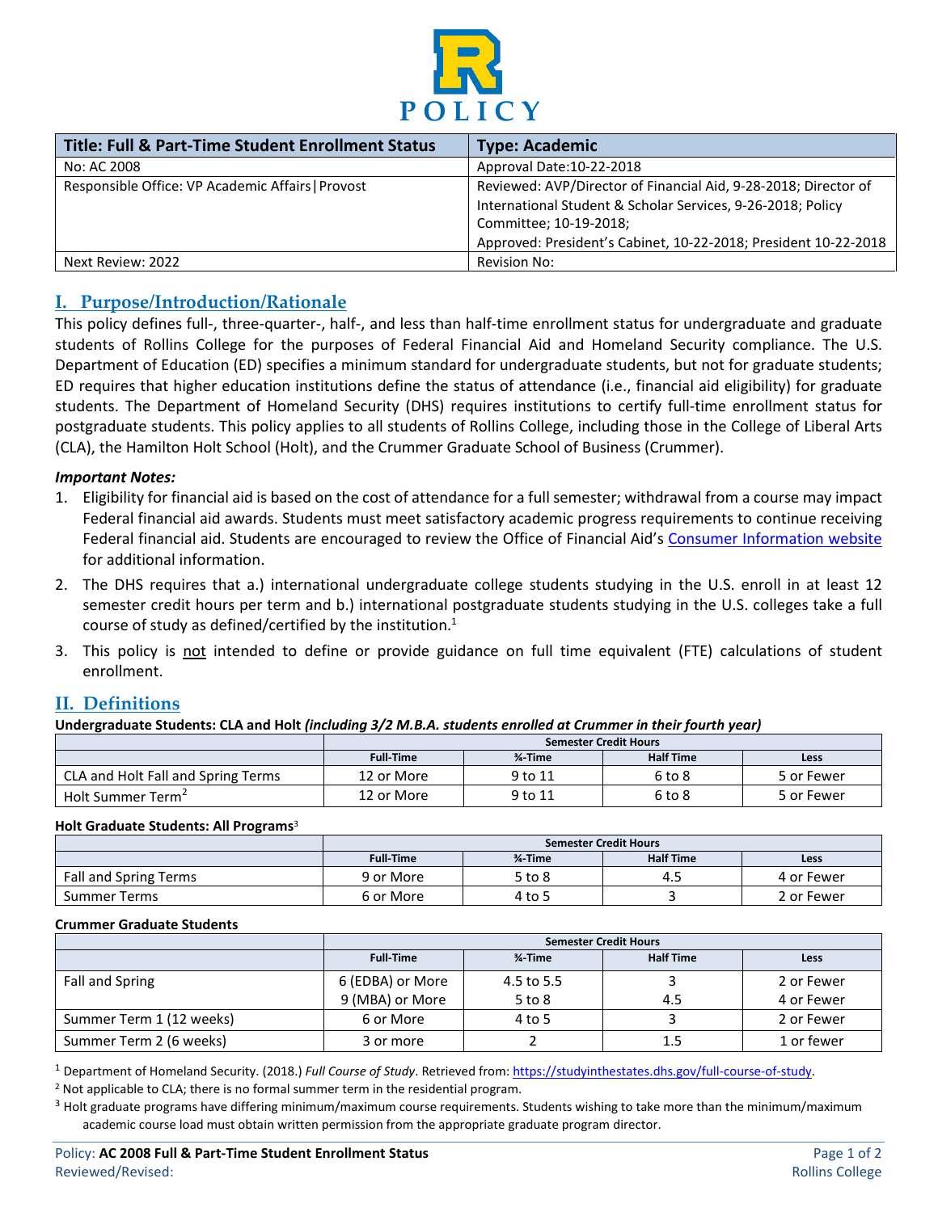# POLICY

| Title: Full & Part-Time Student Enrollment Status | Type: Academic |
|---|---|
| No: AC 2008 | Approval Date:10-22-2018 |
| Responsible Office: VP Academic Affairs \| Provost | Reviewed: AVP/Director of Financial Aid, 9-28-2018; Director of International Student & Scholar Services, 9-26-2018; Policy Committee; 10-19-2018; Approved: President's Cabinet, 10-22-2018; President 10-22-2018 |
| Next Review: 2022 | Revision No: |

## I. Purpose/Introduction/Rationale

This policy defines full-, three-quarter-, half-, and less than half-time enrollment status for undergraduate and graduate students of Rollins College for the purposes of Federal Financial Aid and Homeland Security compliance. The U.S. Department of Education (ED) specifies a minimum standard for undergraduate students, but not for graduate students; ED requires that higher education institutions define the status of attendance (i.e., financial aid eligibility) for graduate students. The Department of Homeland Security (DHS) requires institutions to certify full-time enrollment status for postgraduate students. This policy applies to all students of Rollins College, including those in the College of Liberal Arts (CLA), the Hamilton Holt School (Holt), and the Crummer Graduate School of Business (Crummer).

***Important Notes:***

1. Eligibility for financial aid is based on the cost of attendance for a full semester; withdrawal from a course may impact Federal financial aid awards. Students must meet satisfactory academic progress requirements to continue receiving Federal financial aid. Students are encouraged to review the Office of Financial Aid's Consumer Information website for additional information.
2. The DHS requires that a.) international undergraduate college students studying in the U.S. enroll in at least 12 semester credit hours per term and b.) international postgraduate students studying in the U.S. colleges take a full course of study as defined/certified by the institution.[1]
3. This policy is not intended to define or provide guidance on full time equivalent (FTE) calculations of student enrollment.

## II. Definitions

**Undergraduate Students: CLA and Holt** ***(including 3/2 M.B.A. students enrolled at Crummer in their fourth year)***

| | Semester Credit Hours | | | |
|---|---|---|---|---|
| | **Full-Time** | **¾-Time** | **Half Time** | **Less** |
| CLA and Holt Fall and Spring Terms | 12 or More | 9 to 11 | 6 to 8 | 5 or Fewer |
| Holt Summer Term[2] | 12 or More | 9 to 11 | 6 to 8 | 5 or Fewer |

**Holt Graduate Students: All Programs**[3]

| | Semester Credit Hours | | | |
|---|---|---|---|---|
| | **Full-Time** | **¾-Time** | **Half Time** | **Less** |
| Fall and Spring Terms | 9 or More | 5 to 8 | 4.5 | 4 or Fewer |
| Summer Terms | 6 or More | 4 to 5 | 3 | 2 or Fewer |

**Crummer Graduate Students**

| | Semester Credit Hours | | | |
|---|---|---|---|---|
| | **Full-Time** | **¾-Time** | **Half Time** | **Less** |
| Fall and Spring | 6 (EDBA) or More<br>9 (MBA) or More | 4.5 to 5.5<br>5 to 8 | 3<br>4.5 | 2 or Fewer<br>4 or Fewer |
| Summer Term 1 (12 weeks) | 6 or More | 4 to 5 | 3 | 2 or Fewer |
| Summer Term 2 (6 weeks) | 3 or more | 2 | 1.5 | 1 or fewer |

[1] Department of Homeland Security. (2018.) *Full Course of Study*. Retrieved from: https://studyinthestates.dhs.gov/full-course-of-study.

[2] Not applicable to CLA; there is no formal summer term in the residential program.

[3] Holt graduate programs have differing minimum/maximum course requirements. Students wishing to take more than the minimum/maximum academic course load must obtain written permission from the appropriate graduate program director.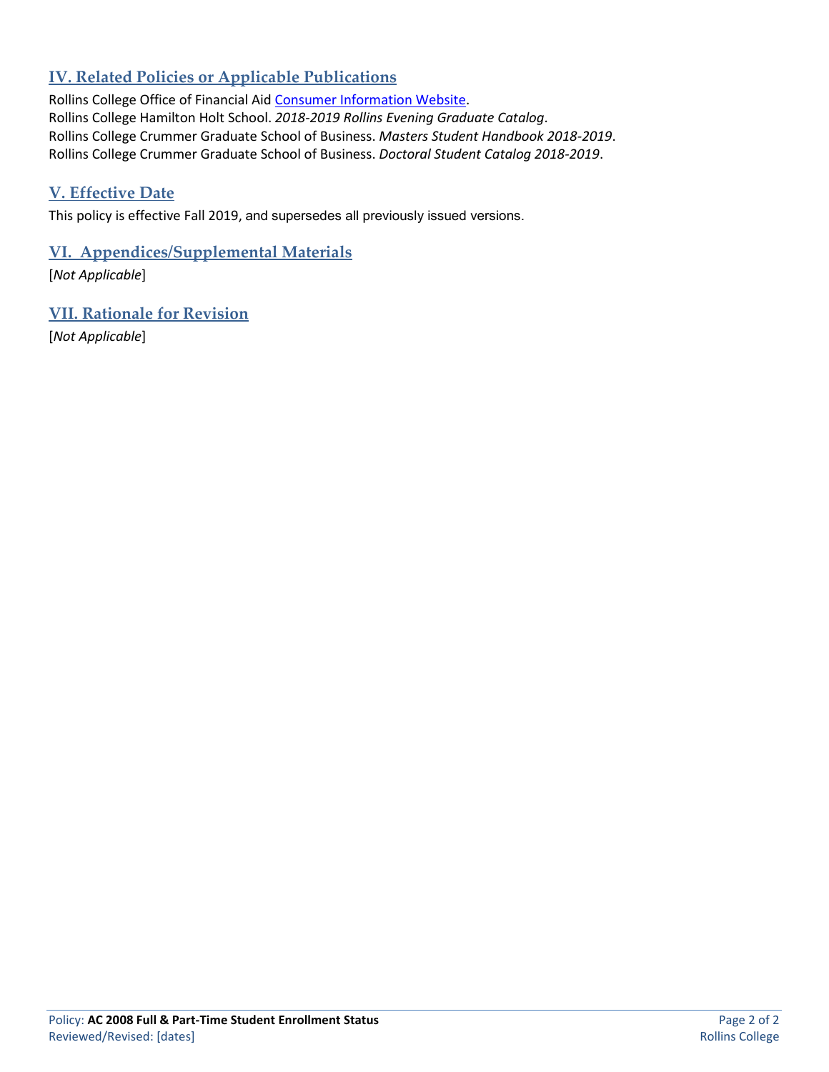## IV. Related Policies or Applicable Publications

Rollins College Office of Financial Aid Consumer Information Website.
Rollins College Hamilton Holt School. *2018-2019 Rollins Evening Graduate Catalog*.
Rollins College Crummer Graduate School of Business. *Masters Student Handbook 2018-2019*.
Rollins College Crummer Graduate School of Business. *Doctoral Student Catalog 2018-2019*.

## V. Effective Date

This policy is effective Fall 2019, and supersedes all previously issued versions.

## VI. Appendices/Supplemental Materials

[*Not Applicable*]

## VII. Rationale for Revision

[*Not Applicable*]